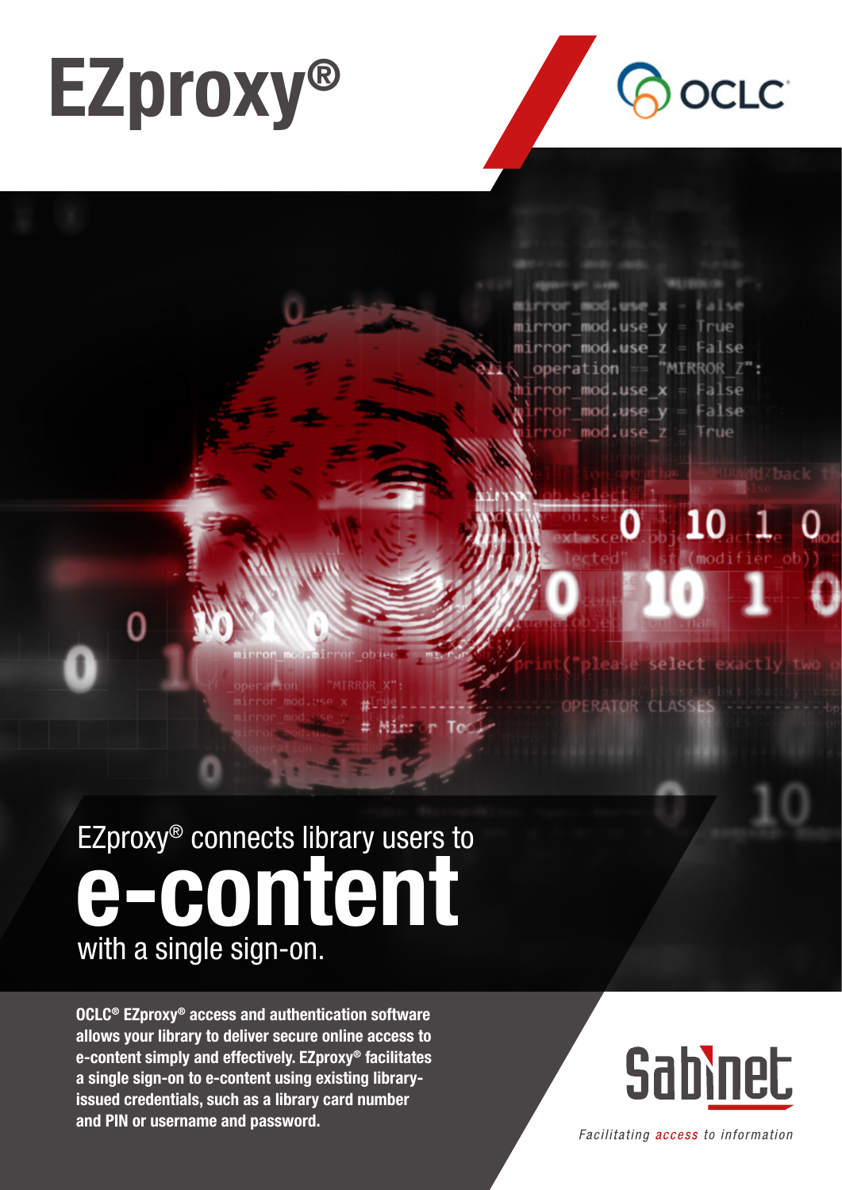# EZproxy®

OCLC

EZproxy® connects library users to

## e-content

with a single sign-on.

**OCLC® EZproxy® access and authentication software allows your library to deliver secure online access to e-content simply and effectively. EZproxy® facilitates a single sign-on to e-content using existing library-issued credentials, such as a library card number and PIN or username and password.**

Sabinet

*Facilitating access to information*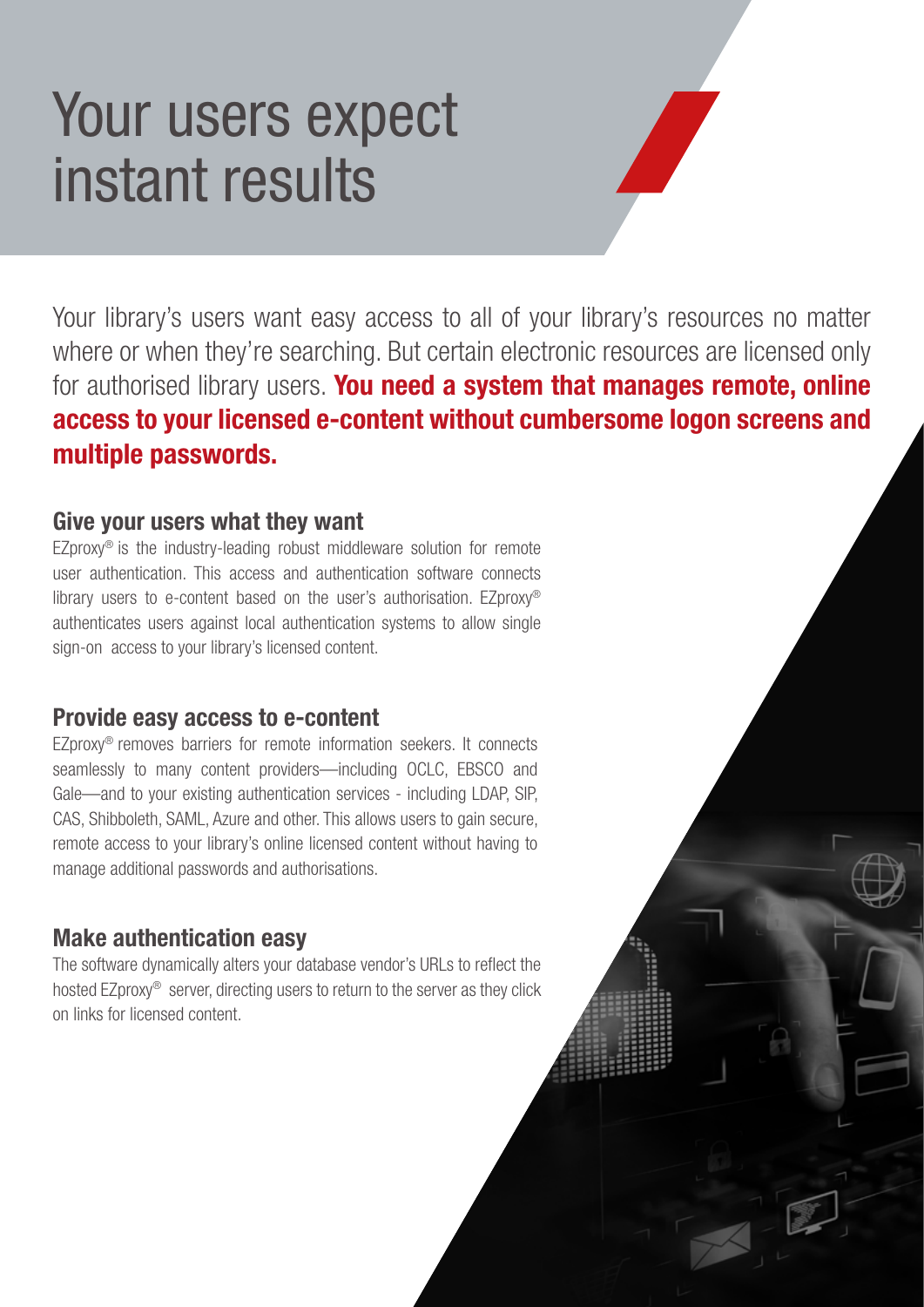# Your users expect instant results

Your library's users want easy access to all of your library's resources no matter where or when they're searching. But certain electronic resources are licensed only for authorised library users. **You need a system that manages remote, online access to your licensed e-content without cumbersome logon screens and multiple passwords.**

## Give your users what they want

EZproxy® is the industry-leading robust middleware solution for remote user authentication. This access and authentication software connects library users to e-content based on the user's authorisation. EZproxy® authenticates users against local authentication systems to allow single sign-on access to your library's licensed content.

## Provide easy access to e-content

EZproxy® removes barriers for remote information seekers. It connects seamlessly to many content providers—including OCLC, EBSCO and Gale—and to your existing authentication services - including LDAP, SIP, CAS, Shibboleth, SAML, Azure and other. This allows users to gain secure, remote access to your library's online licensed content without having to manage additional passwords and authorisations.

## Make authentication easy

The software dynamically alters your database vendor's URLs to reflect the hosted EZproxy® server, directing users to return to the server as they click on links for licensed content.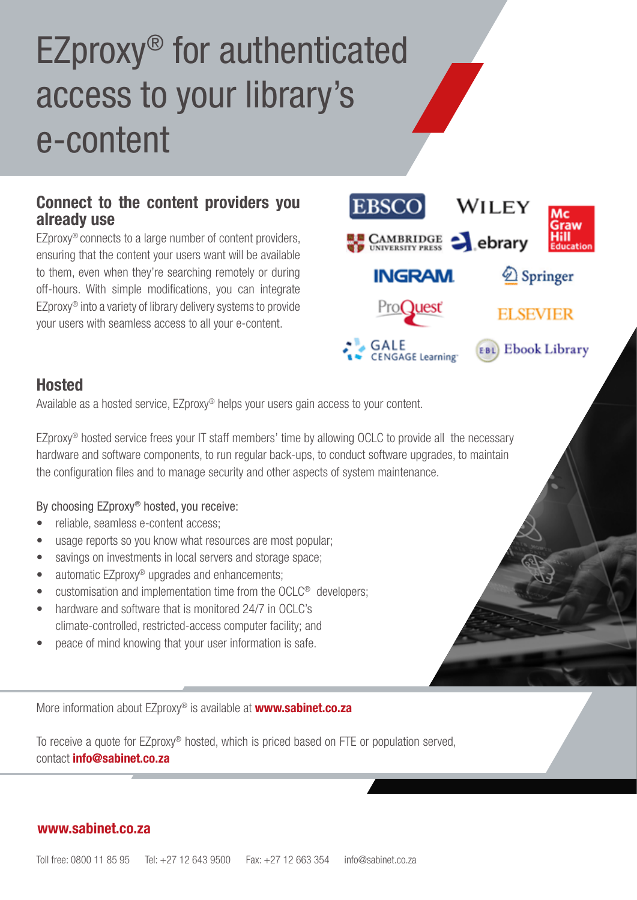# EZproxy® for authenticated access to your library's e-content

## Connect to the content providers you already use

EZproxy® connects to a large number of content providers, ensuring that the content your users want will be available to them, even when they're searching remotely or during off-hours. With simple modifications, you can integrate EZproxy® into a variety of library delivery systems to provide your users with seamless access to all your e-content.

EBSCO
WILEY
Mc Graw Hill Education
CAMBRIDGE UNIVERSITY PRESS
ebrary
INGRAM
Springer
ProQuest
ELSEVIER
GALE CENGAGE Learning
EBL Ebook Library

## Hosted

Available as a hosted service, EZproxy® helps your users gain access to your content.

EZproxy® hosted service frees your IT staff members' time by allowing OCLC to provide all the necessary hardware and software components, to run regular back-ups, to conduct software upgrades, to maintain the configuration files and to manage security and other aspects of system maintenance.

By choosing EZproxy® hosted, you receive:

- reliable, seamless e-content access;
- usage reports so you know what resources are most popular;
- savings on investments in local servers and storage space;
- automatic EZproxy® upgrades and enhancements;
- customisation and implementation time from the OCLC® developers;
- hardware and software that is monitored 24/7 in OCLC's climate-controlled, restricted-access computer facility; and
- peace of mind knowing that your user information is safe.

More information about EZproxy® is available at **www.sabinet.co.za**

To receive a quote for EZproxy® hosted, which is priced based on FTE or population served, contact **info@sabinet.co.za**

**www.sabinet.co.za**

Toll free: 0800 11 85 95 Tel: +27 12 643 9500 Fax: +27 12 663 354 info@sabinet.co.za